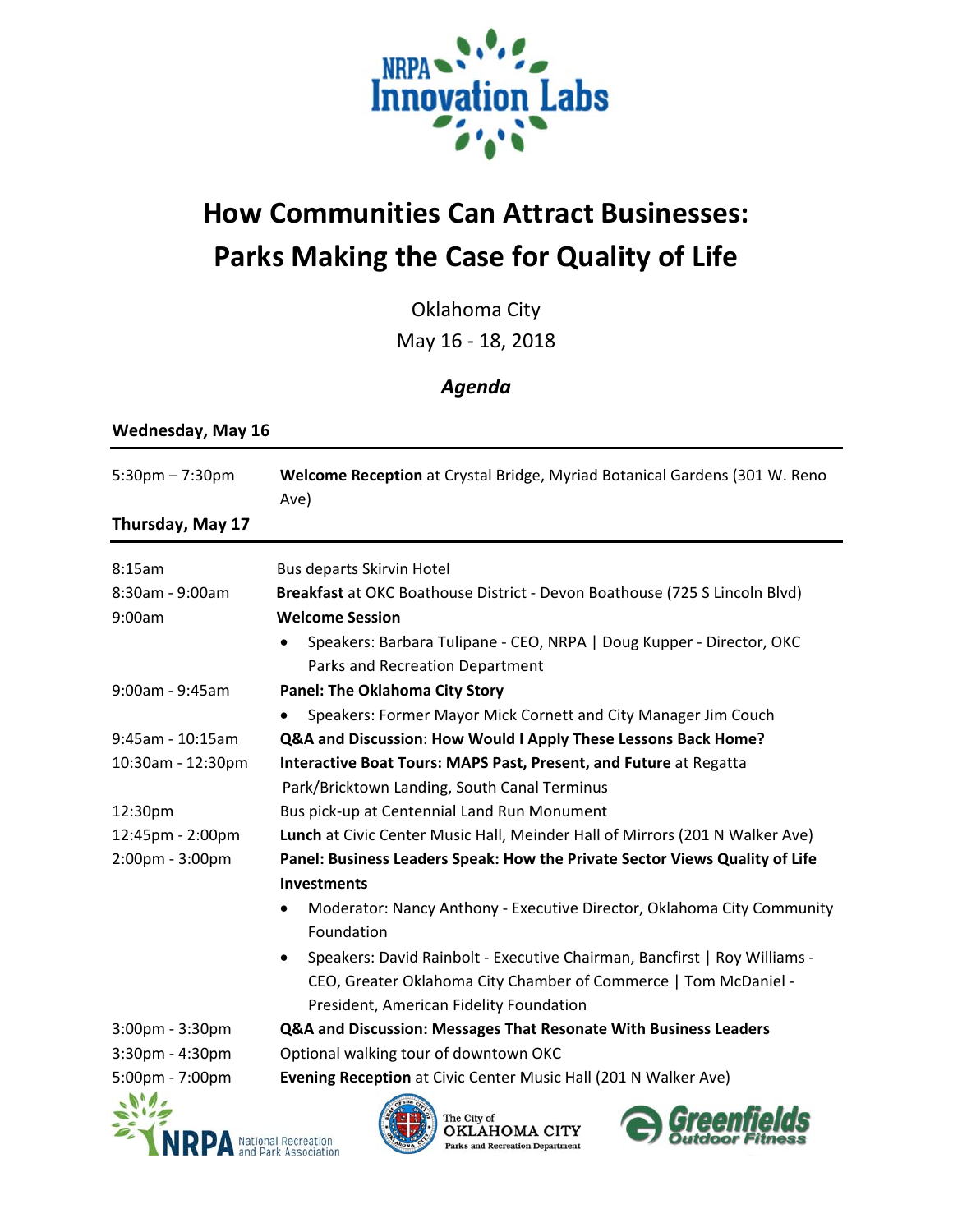# How Communities Can Attract Businesses: Parks Making the Case for Quality of Life

Oklahoma City

May 16 - 18, 2018

## *Agenda*

### Wednesday, May 16

| | |
|---|---|
| 5:30pm – 7:30pm | **Welcome Reception** at Crystal Bridge, Myriad Botanical Gardens (301 W. Reno Ave) |

### Thursday, May 17

| | |
|---|---|
| 8:15am | Bus departs Skirvin Hotel |
| 8:30am - 9:00am | **Breakfast** at OKC Boathouse District - Devon Boathouse (725 S Lincoln Blvd) |
| 9:00am | **Welcome Session**<br>• Speakers: Barbara Tulipane - CEO, NRPA \| Doug Kupper - Director, OKC Parks and Recreation Department |
| 9:00am - 9:45am | **Panel: The Oklahoma City Story**<br>• Speakers: Former Mayor Mick Cornett and City Manager Jim Couch |
| 9:45am - 10:15am | **Q&A and Discussion: How Would I Apply These Lessons Back Home?** |
| 10:30am - 12:30pm | **Interactive Boat Tours: MAPS Past, Present, and Future** at Regatta Park/Bricktown Landing, South Canal Terminus |
| 12:30pm | Bus pick-up at Centennial Land Run Monument |
| 12:45pm - 2:00pm | **Lunch** at Civic Center Music Hall, Meinder Hall of Mirrors (201 N Walker Ave) |
| 2:00pm - 3:00pm | **Panel: Business Leaders Speak: How the Private Sector Views Quality of Life Investments**<br>• Moderator: Nancy Anthony - Executive Director, Oklahoma City Community Foundation<br>• Speakers: David Rainbolt - Executive Chairman, Bancfirst \| Roy Williams - CEO, Greater Oklahoma City Chamber of Commerce \| Tom McDaniel - President, American Fidelity Foundation |
| 3:00pm - 3:30pm | **Q&A and Discussion: Messages That Resonate With Business Leaders** |
| 3:30pm - 4:30pm | Optional walking tour of downtown OKC |
| 5:00pm - 7:00pm | **Evening Reception** at Civic Center Music Hall (201 N Walker Ave) |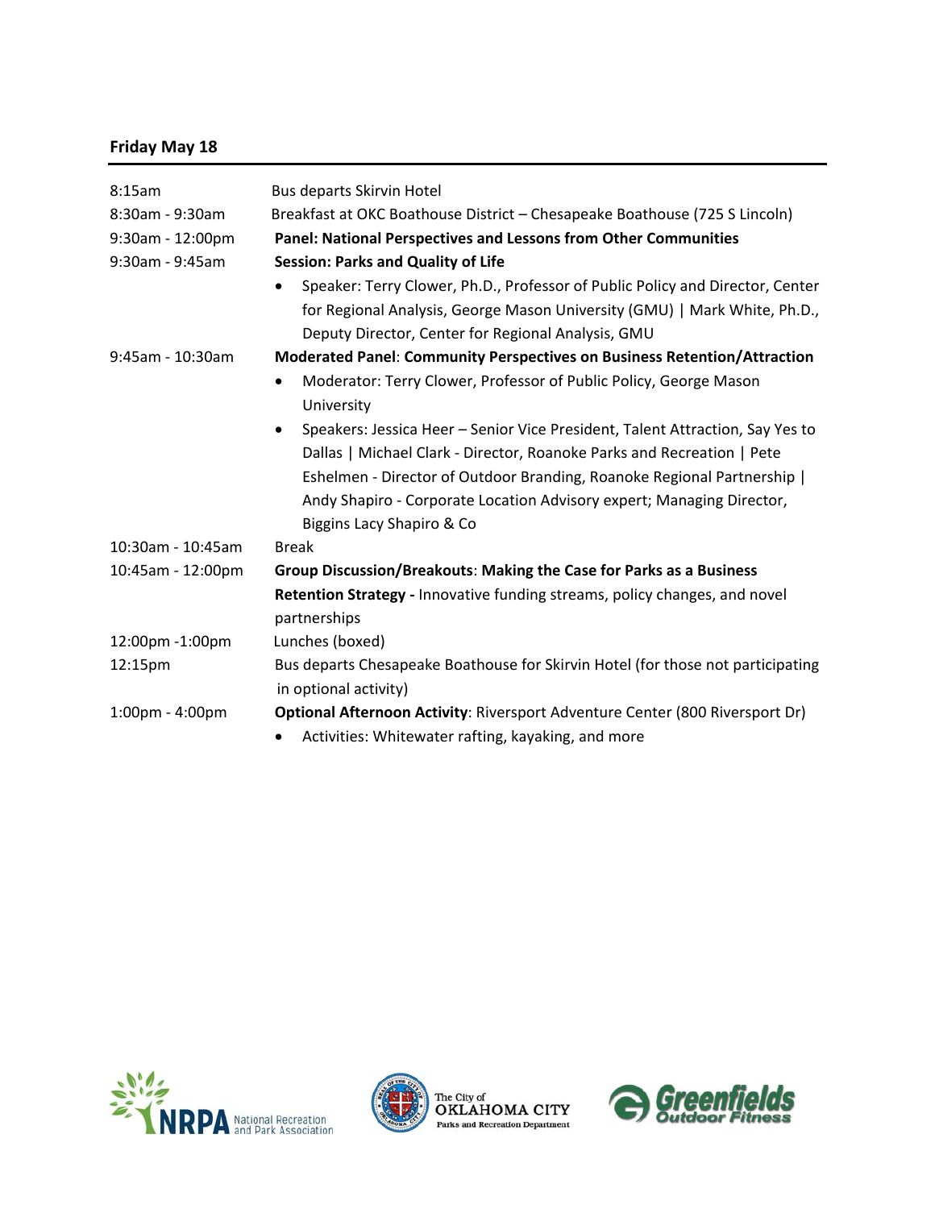## Friday May 18

| | |
|---|---|
| 8:15am | Bus departs Skirvin Hotel |
| 8:30am - 9:30am | Breakfast at OKC Boathouse District – Chesapeake Boathouse (725 S Lincoln) |
| 9:30am - 12:00pm | **Panel: National Perspectives and Lessons from Other Communities** |
| 9:30am - 9:45am | **Session: Parks and Quality of Life**<br>• Speaker: Terry Clower, Ph.D., Professor of Public Policy and Director, Center for Regional Analysis, George Mason University (GMU) \| Mark White, Ph.D., Deputy Director, Center for Regional Analysis, GMU |
| 9:45am - 10:30am | **Moderated Panel**: **Community Perspectives on Business Retention/Attraction**<br>• Moderator: Terry Clower, Professor of Public Policy, George Mason University<br>• Speakers: Jessica Heer – Senior Vice President, Talent Attraction, Say Yes to Dallas \| Michael Clark - Director, Roanoke Parks and Recreation \| Pete Eshelmen - Director of Outdoor Branding, Roanoke Regional Partnership \| Andy Shapiro - Corporate Location Advisory expert; Managing Director, Biggins Lacy Shapiro & Co |
| 10:30am - 10:45am | Break |
| 10:45am - 12:00pm | **Group Discussion/Breakouts**: **Making the Case for Parks as a Business Retention Strategy -** Innovative funding streams, policy changes, and novel partnerships |
| 12:00pm -1:00pm | Lunches (boxed) |
| 12:15pm | Bus departs Chesapeake Boathouse for Skirvin Hotel (for those not participating in optional activity) |
| 1:00pm - 4:00pm | **Optional Afternoon Activity**: Riversport Adventure Center (800 Riversport Dr)<br>• Activities: Whitewater rafting, kayaking, and more |

NRPA National Recreation and Park Association

The City of OKLAHOMA CITY Parks and Recreation Department

Greenfields Outdoor Fitness